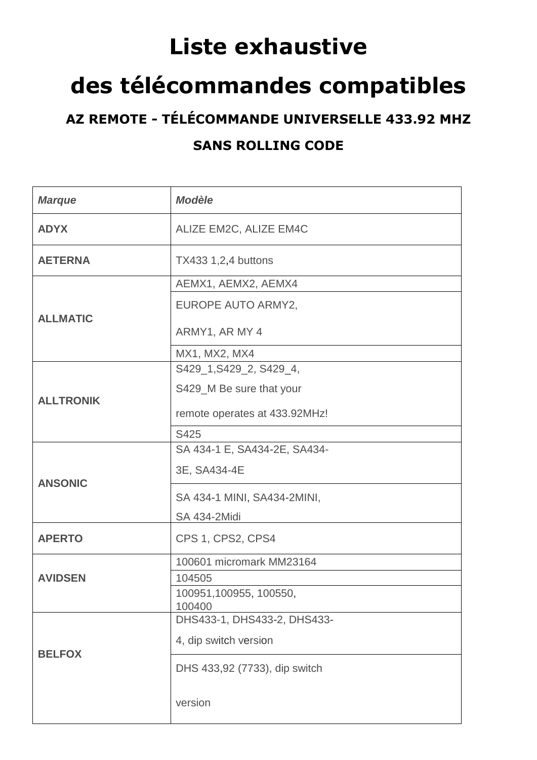# Liste exhaustive

# des télécommandes compatibles

### AZ REMOTE - TÉLÉCOMMANDE UNIVERSELLE 433.92 MHZ

### SANS ROLLING CODE

| *Marque* | *Modèle* |
|---|---|
| **ADYX** | ALIZE EM2C, ALIZE EM4C |
| **AETERNA** | TX433 1,2,4 buttons |
| **ALLMATIC** | AEMX1, AEMX2, AEMX4 |
| | EUROPE AUTO ARMY2, ARMY1, AR MY 4 |
| | MX1, MX2, MX4 |
| **ALLTRONIK** | S429_1,S429_2, S429_4, S429_M Be sure that your remote operates at 433.92MHz! |
| | S425 |
| **ANSONIC** | SA 434-1 E, SA434-2E, SA434-3E, SA434-4E |
| | SA 434-1 MINI, SA434-2MINI, SA 434-2Midi |
| **APERTO** | CPS 1, CPS2, CPS4 |
| **AVIDSEN** | 100601 micromark MM23164 |
| | 104505 |
| | 100951,100955, 100550, 100400 |
| **BELFOX** | DHS433-1, DHS433-2, DHS433-4, dip switch version |
| | DHS 433,92 (7733), dip switch version |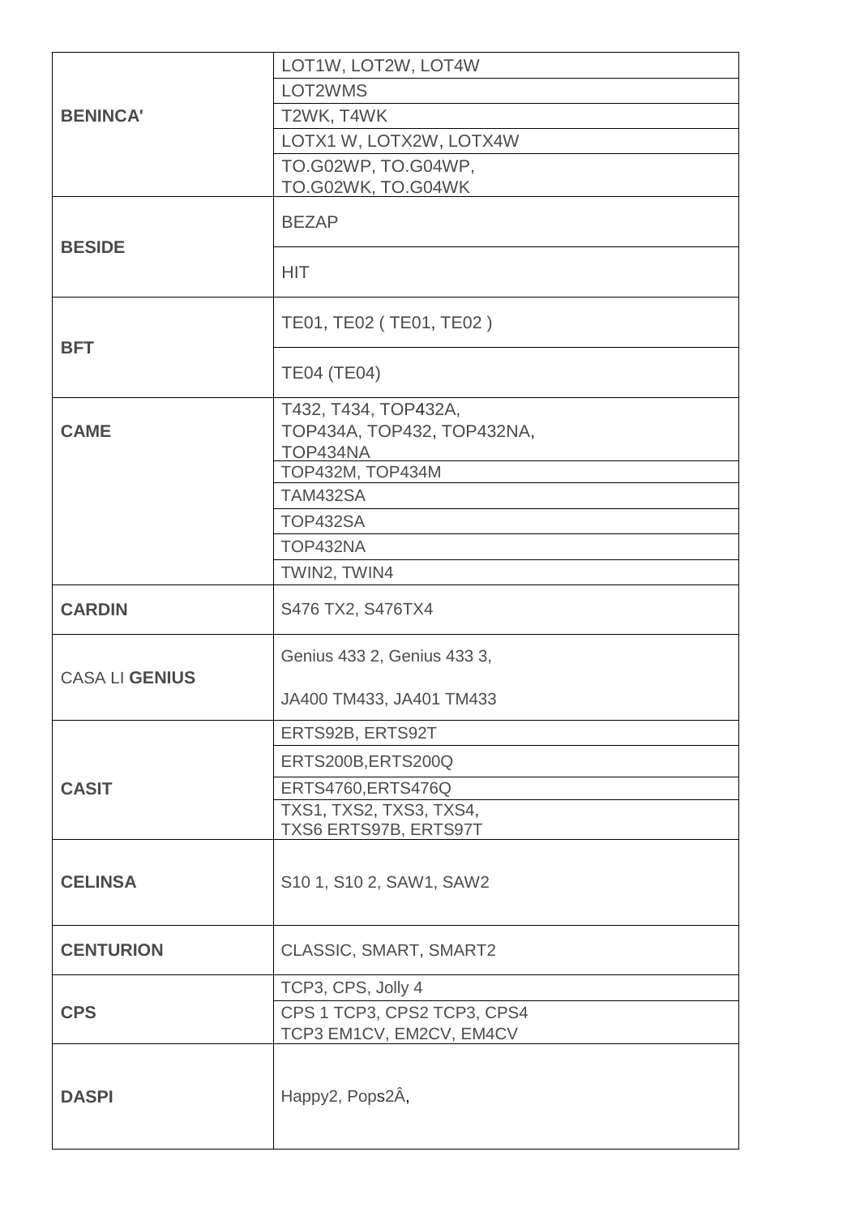| | |
|---|---|
| **BENINCA'** | LOT1W, LOT2W, LOT4W |
| | LOT2WMS |
| | T2WK, T4WK |
| | LOTX1 W, LOTX2W, LOTX4W |
| | TO.G02WP, TO.G04WP, TO.G02WK, TO.G04WK |
| **BESIDE** | BEZAP |
| | HIT |
| **BFT** | TE01, TE02 ( TE01, TE02 ) |
| | TE04 (TE04) |
| **CAME** | T432, T434, TOP432A, TOP434A, TOP432, TOP432NA, TOP434NA |
| | TOP432M, TOP434M |
| | TAM432SA |
| | TOP432SA |
| | TOP432NA |
| | TWIN2, TWIN4 |
| **CARDIN** | S476 TX2, S476TX4 |
| CASA LI **GENIUS** | Genius 433 2, Genius 433 3, JA400 TM433, JA401 TM433 |
| **CASIT** | ERTS92B, ERTS92T |
| | ERTS200B,ERTS200Q |
| | ERTS4760,ERTS476Q |
| | TXS1, TXS2, TXS3, TXS4, TXS6 ERTS97B, ERTS97T |
| **CELINSA** | S10 1, S10 2, SAW1, SAW2 |
| **CENTURION** | CLASSIC, SMART, SMART2 |
| **CPS** | TCP3, CPS, Jolly 4 |
| | CPS 1 TCP3, CPS2 TCP3, CPS4 TCP3 EM1CV, EM2CV, EM4CV |
| **DASPI** | Happy2, Pops2Â, |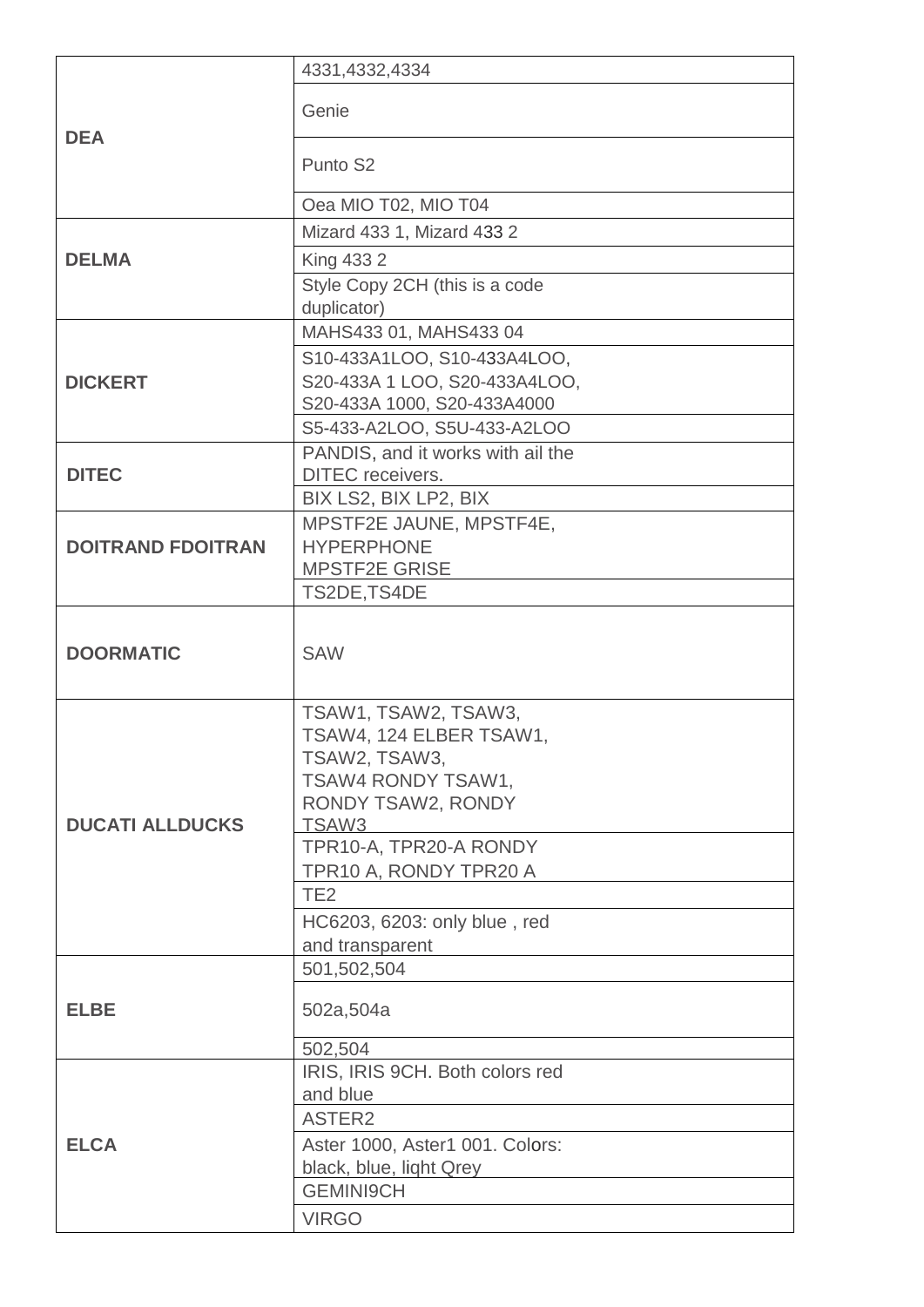| | |
|---|---|
| **DEA** | 4331,4332,4334 |
| | Genie |
| | Punto S2 |
| | Oea MIO T02, MIO T04 |
| **DELMA** | Mizard 433 1, Mizard 433 2 |
| | King 433 2 |
| | Style Copy 2CH (this is a code duplicator) |
| **DICKERT** | MAHS433 01, MAHS433 04 |
| | S10-433A1LOO, S10-433A4LOO, S20-433A 1 LOO, S20-433A4LOO, S20-433A 1000, S20-433A4000 |
| | S5-433-A2LOO, S5U-433-A2LOO |
| **DITEC** | PANDIS, and it works with ail the DITEC receivers. |
| | BIX LS2, BIX LP2, BIX |
| **DOITRAND FDOITRAN** | MPSTF2E JAUNE, MPSTF4E, HYPERPHONE MPSTF2E GRISE |
| | TS2DE,TS4DE |
| **DOORMATIC** | SAW |
| **DUCATI ALLDUCKS** | TSAW1, TSAW2, TSAW3, TSAW4, 124 ELBER TSAW1, TSAW2, TSAW3, TSAW4 RONDY TSAW1, RONDY TSAW2, RONDY TSAW3 |
| | TPR10-A, TPR20-A RONDY TPR10 A, RONDY TPR20 A |
| | TE2 |
| | HC6203, 6203: only blue , red and transparent |
| **ELBE** | 501,502,504 |
| | 502a,504a |
| | 502,504 |
| **ELCA** | IRIS, IRIS 9CH. Both colors red and blue |
| | ASTER2 |
| | Aster 1000, Aster1 001. Colors: black, blue, liqht Qrey |
| | GEMINI9CH |
| | VIRGO |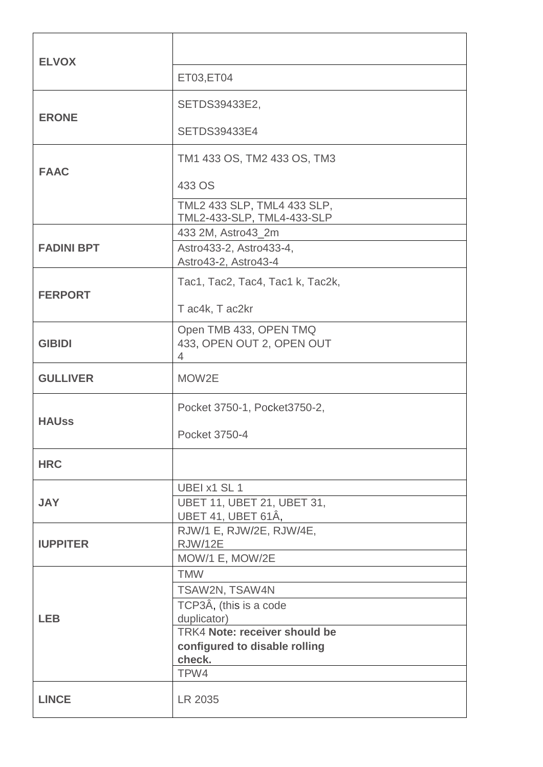| | |
|---|---|
| **ELVOX** | |
| | ET03,ET04 |
| **ERONE** | SETDS39433E2,<br><br>SETDS39433E4 |
| **FAAC** | TM1 433 OS, TM2 433 OS, TM3<br><br>433 OS |
| | TML2 433 SLP, TML4 433 SLP, TML2-433-SLP, TML4-433-SLP |
| **FADINI BPT** | 433 2M, Astro43_2m |
| | Astro433-2, Astro433-4, Astro43-2, Astro43-4 |
| **FERPORT** | Tac1, Tac2, Tac4, Tac1 k, Tac2k,<br><br>T ac4k, T ac2kr |
| **GIBIDI** | Open TMB 433, OPEN TMQ 433, OPEN OUT 2, OPEN OUT 4 |
| **GULLIVER** | MOW2E |
| **HAUss** | Pocket 3750-1, Pocket3750-2,<br><br>Pocket 3750-4 |
| **HRC** | |
| **JAY** | UBEI x1 SL 1 |
| | UBET 11, UBET 21, UBET 31, UBET 41, UBET 61Â, |
| **IUPPITER** | RJW/1 E, RJW/2E, RJW/4E, RJW/12E |
| | MOW/1 E, MOW/2E |
| **LEB** | TMW |
| | TSAW2N, TSAW4N |
| | TCP3Â, (this is a code duplicator) |
| | TRK4 **Note: receiver should be configured to disable rolling check.** |
| | TPW4 |
| **LINCE** | LR 2035 |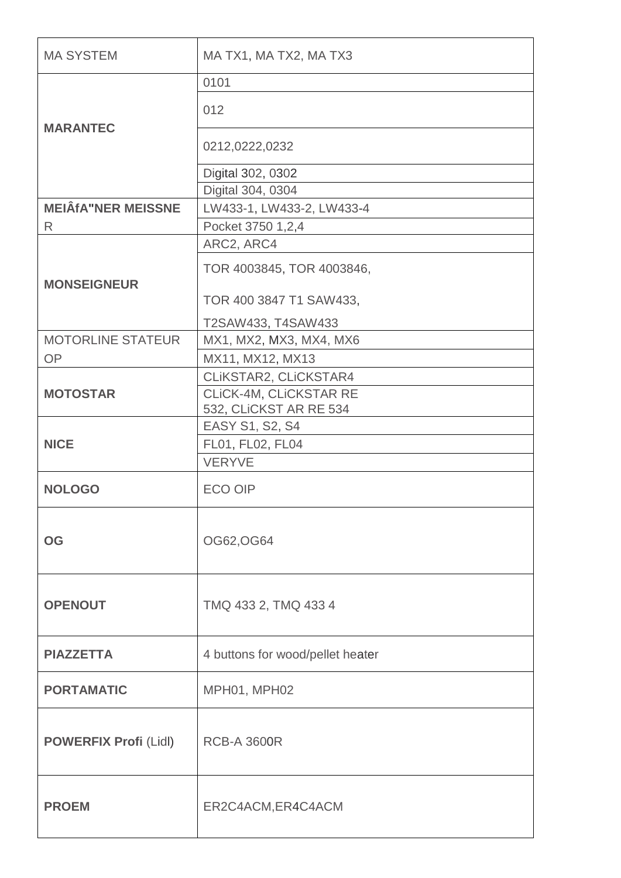| | |
|---|---|
| MA SYSTEM | MA TX1, MA TX2, MA TX3 |
| **MARANTEC** | 0101 |
| | 012 |
| | 0212,0222,0232 |
| | Digital 302, 0302 |
| | Digital 304, 0304 |
| **MEIÂfA"NER MEISSNE** R | LW433-1, LW433-2, LW433-4 |
| | Pocket 3750 1,2,4 |
| **MONSEIGNEUR** | ARC2, ARC4 |
| | TOR 4003845, TOR 4003846, TOR 400 3847 T1 SAW433, T2SAW433, T4SAW433 |
| MOTORLINE STATEUR OP | MX1, MX2, MX3, MX4, MX6 |
| | MX11, MX12, MX13 |
| **MOTOSTAR** | CLiKSTAR2, CLiCKSTAR4 |
| | CLiCK-4M, CLiCKSTAR RE 532, CLiCKST AR RE 534 |
| **NICE** | EASY S1, S2, S4 |
| | FL01, FL02, FL04 |
| | VERYVE |
| **NOLOGO** | ECO OIP |
| **OG** | OG62,OG64 |
| **OPENOUT** | TMQ 433 2, TMQ 433 4 |
| **PIAZZETTA** | 4 buttons for wood/pellet heater |
| **PORTAMATIC** | MPH01, MPH02 |
| **POWERFIX Profi** (Lidl) | RCB-A 3600R |
| **PROEM** | ER2C4ACM,ER4C4ACM |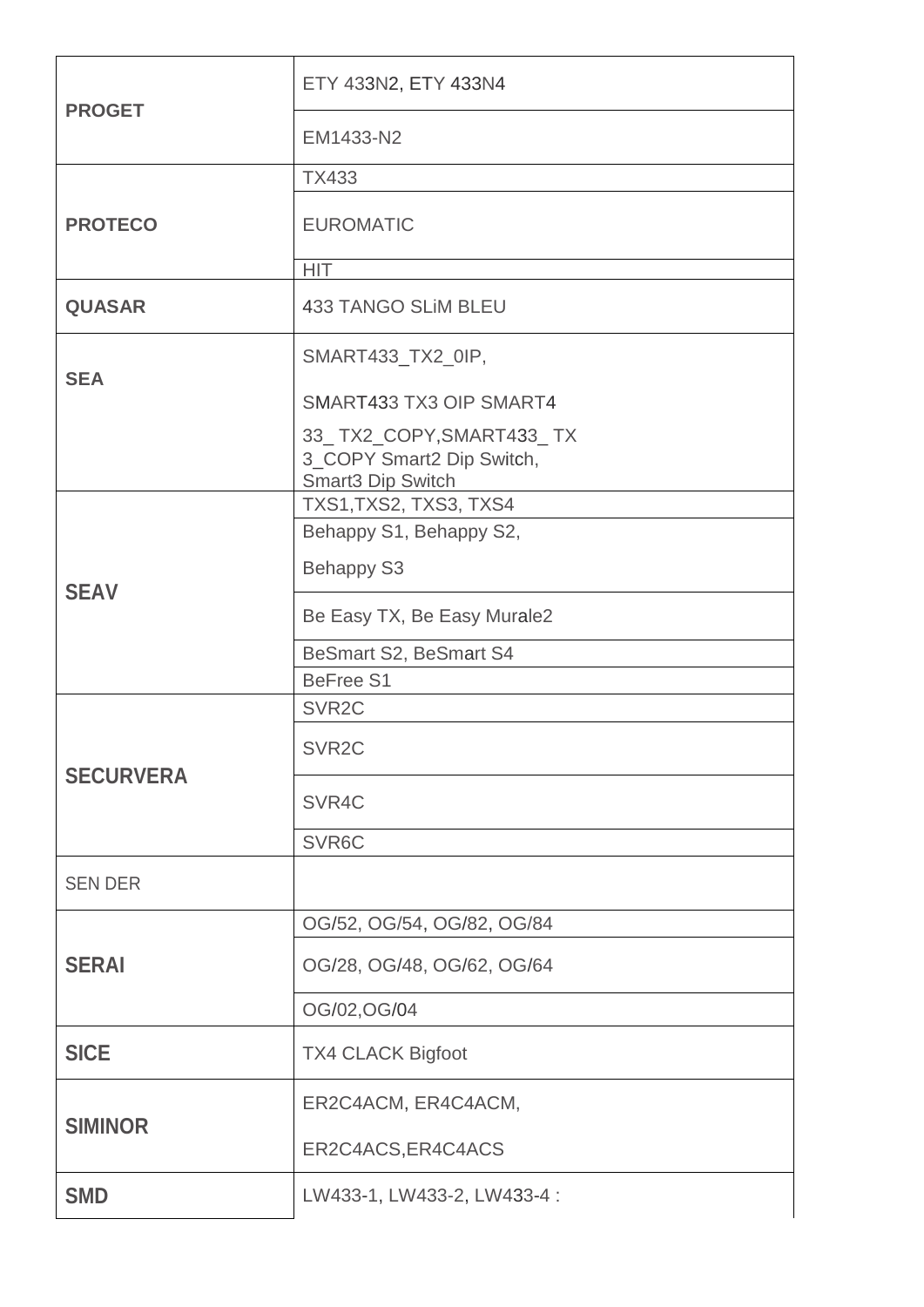| | |
|---|---|
| **PROGET** | ETY 433N2, ETY 433N4 |
| | EM1433-N2 |
| **PROTECO** | TX433 |
| | EUROMATIC |
| | HIT |
| **QUASAR** | 433 TANGO SLiM BLEU |
| **SEA** | SMART433_TX2_0IP, SMART433 TX3 OIP SMART4 33_ TX2_COPY,SMART433_ TX 3_COPY Smart2 Dip Switch, Smart3 Dip Switch |
| **SEAV** | TXS1,TXS2, TXS3, TXS4 |
| | Behappy S1, Behappy S2, Behappy S3 |
| | Be Easy TX, Be Easy Murale2 |
| | BeSmart S2, BeSmart S4 |
| | BeFree S1 |
| **SECURVERA** | SVR2C |
| | SVR2C |
| | SVR4C |
| | SVR6C |
| SEN DER | |
| **SERAI** | OG/52, OG/54, OG/82, OG/84 |
| | OG/28, OG/48, OG/62, OG/64 |
| | OG/02,OG/04 |
| **SICE** | TX4 CLACK Bigfoot |
| **SIMINOR** | ER2C4ACM, ER4C4ACM, ER2C4ACS,ER4C4ACS |
| **SMD** | LW433-1, LW433-2, LW433-4 : |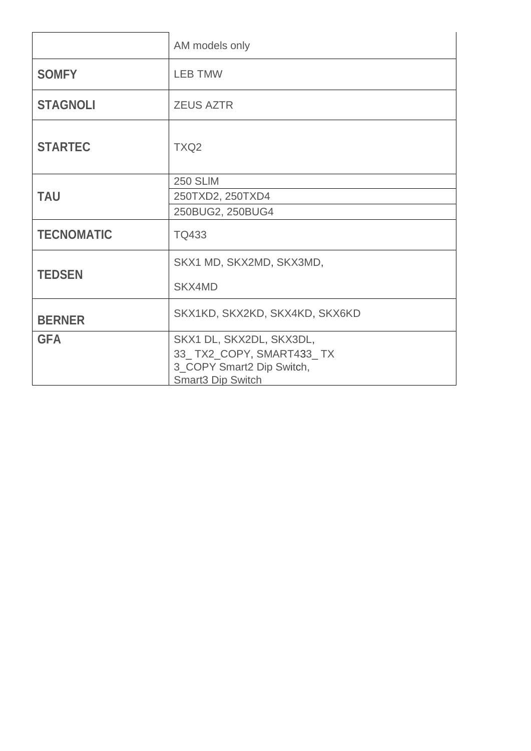| | |
|---|---|
| | AM models only |
| **SOMFY** | LEB TMW |
| **STAGNOLI** | ZEUS AZTR |
| **STARTEC** | TXQ2 |
| **TAU** | 250 SLIM |
| | 250TXD2, 250TXD4 |
| | 250BUG2, 250BUG4 |
| **TECNOMATIC** | TQ433 |
| **TEDSEN** | SKX1 MD, SKX2MD, SKX3MD, SKX4MD |
| **BERNER** | SKX1KD, SKX2KD, SKX4KD, SKX6KD |
| **GFA** | SKX1 DL, SKX2DL, SKX3DL, 33_ TX2_COPY, SMART433_ TX 3_COPY Smart2 Dip Switch, Smart3 Dip Switch |